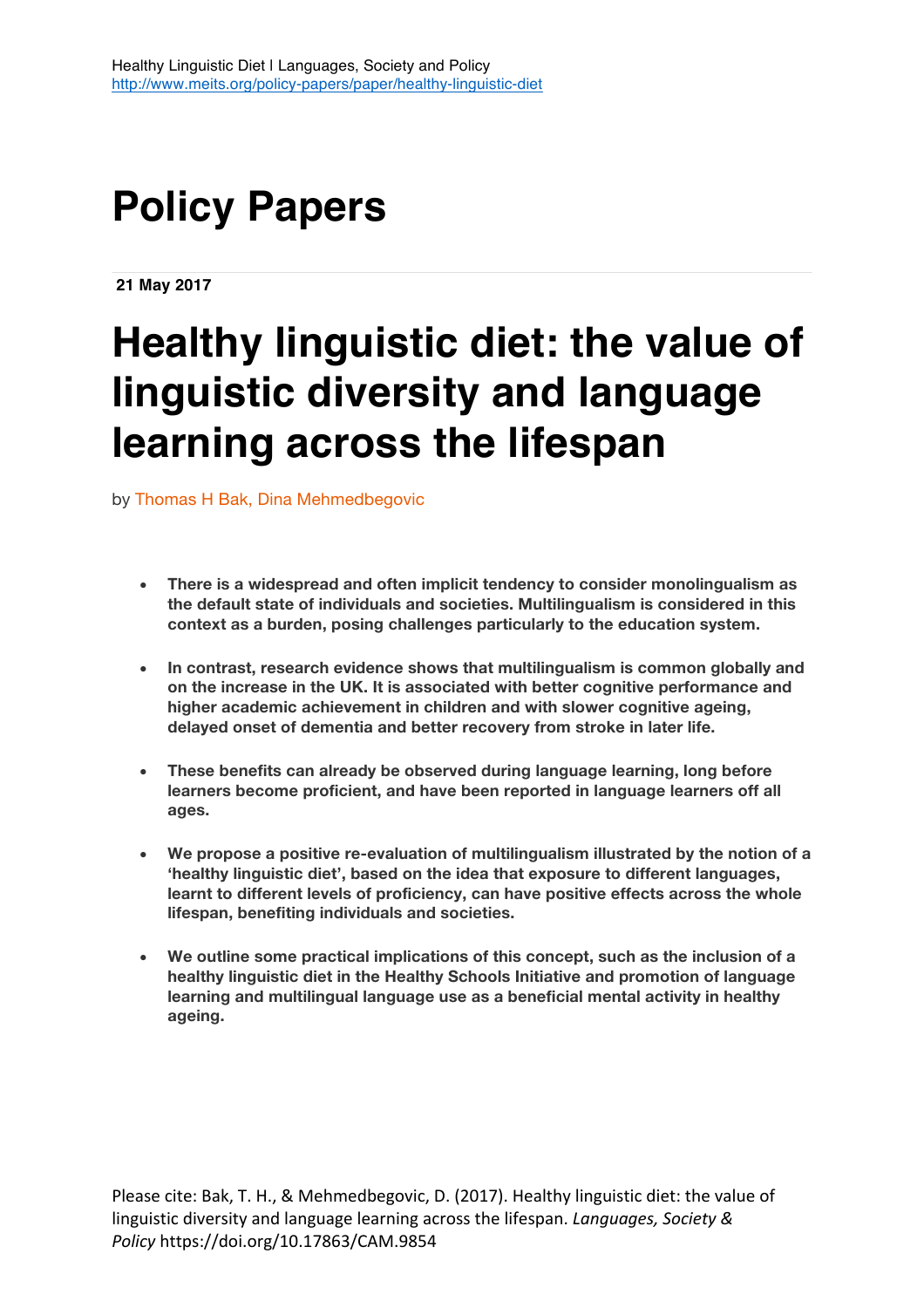Healthy Linguistic Diet | Languages, Society and Policy
http://www.meits.org/policy-papers/paper/healthy-linguistic-diet

# Policy Papers

**21 May 2017**

# Healthy linguistic diet: the value of linguistic diversity and language learning across the lifespan

by Thomas H Bak, Dina Mehmedbegovic

- **There is a widespread and often implicit tendency to consider monolingualism as the default state of individuals and societies. Multilingualism is considered in this context as a burden, posing challenges particularly to the education system.**
- **In contrast, research evidence shows that multilingualism is common globally and on the increase in the UK. It is associated with better cognitive performance and higher academic achievement in children and with slower cognitive ageing, delayed onset of dementia and better recovery from stroke in later life.**
- **These benefits can already be observed during language learning, long before learners become proficient, and have been reported in language learners off all ages.**
- **We propose a positive re-evaluation of multilingualism illustrated by the notion of a 'healthy linguistic diet', based on the idea that exposure to different languages, learnt to different levels of proficiency, can have positive effects across the whole lifespan, benefiting individuals and societies.**
- **We outline some practical implications of this concept, such as the inclusion of a healthy linguistic diet in the Healthy Schools Initiative and promotion of language learning and multilingual language use as a beneficial mental activity in healthy ageing.**

Please cite: Bak, T. H., & Mehmedbegovic, D. (2017). Healthy linguistic diet: the value of linguistic diversity and language learning across the lifespan. *Languages, Society & Policy* https://doi.org/10.17863/CAM.9854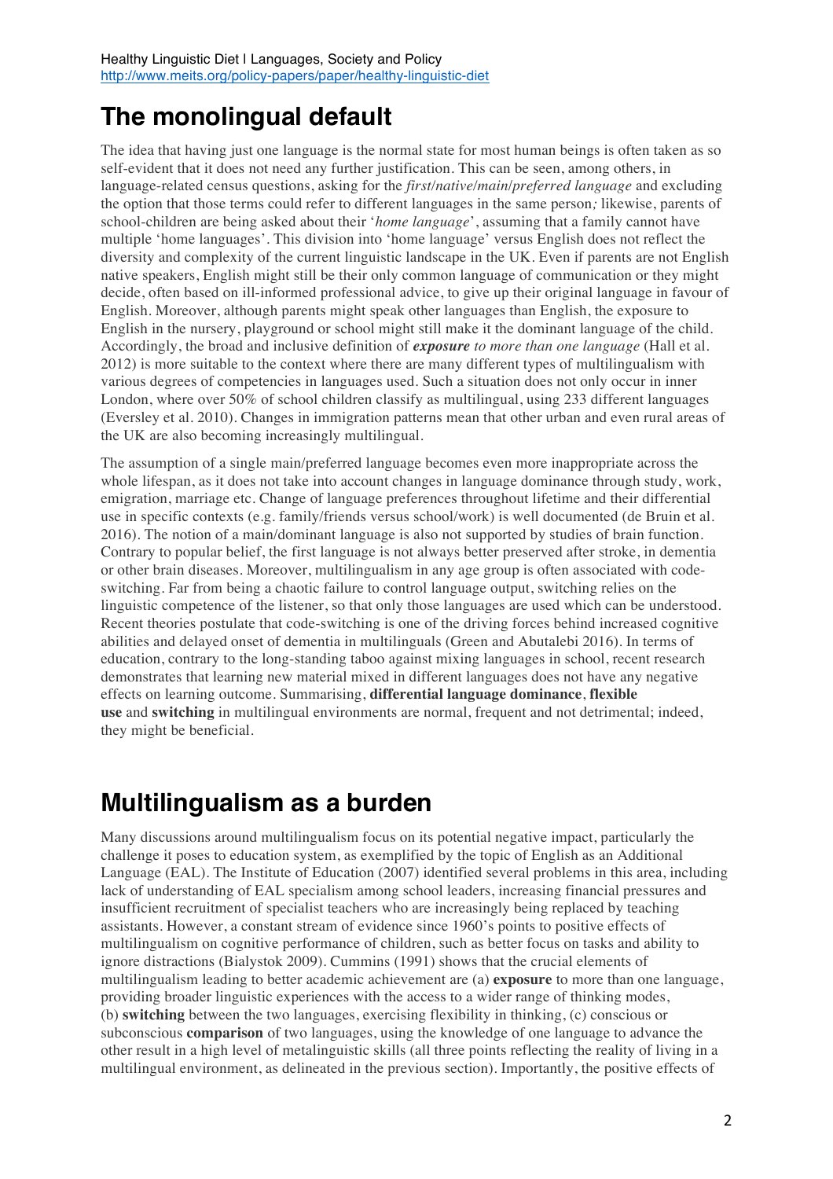# The monolingual default

The idea that having just one language is the normal state for most human beings is often taken as so self-evident that it does not need any further justification. This can be seen, among others, in language-related census questions, asking for the *first/native/main/preferred language* and excluding the option that those terms could refer to different languages in the same person*;* likewise, parents of school-children are being asked about their '*home language*', assuming that a family cannot have multiple 'home languages'. This division into 'home language' versus English does not reflect the diversity and complexity of the current linguistic landscape in the UK. Even if parents are not English native speakers, English might still be their only common language of communication or they might decide, often based on ill-informed professional advice, to give up their original language in favour of English. Moreover, although parents might speak other languages than English, the exposure to English in the nursery, playground or school might still make it the dominant language of the child. Accordingly, the broad and inclusive definition of ***exposure*** *to more than one language* (Hall et al. 2012) is more suitable to the context where there are many different types of multilingualism with various degrees of competencies in languages used. Such a situation does not only occur in inner London, where over 50% of school children classify as multilingual, using 233 different languages (Eversley et al. 2010). Changes in immigration patterns mean that other urban and even rural areas of the UK are also becoming increasingly multilingual.

The assumption of a single main/preferred language becomes even more inappropriate across the whole lifespan, as it does not take into account changes in language dominance through study, work, emigration, marriage etc. Change of language preferences throughout lifetime and their differential use in specific contexts (e.g. family/friends versus school/work) is well documented (de Bruin et al. 2016). The notion of a main/dominant language is also not supported by studies of brain function. Contrary to popular belief, the first language is not always better preserved after stroke, in dementia or other brain diseases. Moreover, multilingualism in any age group is often associated with code-switching. Far from being a chaotic failure to control language output, switching relies on the linguistic competence of the listener, so that only those languages are used which can be understood. Recent theories postulate that code-switching is one of the driving forces behind increased cognitive abilities and delayed onset of dementia in multilinguals (Green and Abutalebi 2016). In terms of education, contrary to the long-standing taboo against mixing languages in school, recent research demonstrates that learning new material mixed in different languages does not have any negative effects on learning outcome. Summarising, **differential language dominance**, **flexible use** and **switching** in multilingual environments are normal, frequent and not detrimental; indeed, they might be beneficial.

# Multilingualism as a burden

Many discussions around multilingualism focus on its potential negative impact, particularly the challenge it poses to education system, as exemplified by the topic of English as an Additional Language (EAL). The Institute of Education (2007) identified several problems in this area, including lack of understanding of EAL specialism among school leaders, increasing financial pressures and insufficient recruitment of specialist teachers who are increasingly being replaced by teaching assistants. However, a constant stream of evidence since 1960's points to positive effects of multilingualism on cognitive performance of children, such as better focus on tasks and ability to ignore distractions (Bialystok 2009). Cummins (1991) shows that the crucial elements of multilingualism leading to better academic achievement are (a) **exposure** to more than one language, providing broader linguistic experiences with the access to a wider range of thinking modes, (b) **switching** between the two languages, exercising flexibility in thinking, (c) conscious or subconscious **comparison** of two languages, using the knowledge of one language to advance the other result in a high level of metalinguistic skills (all three points reflecting the reality of living in a multilingual environment, as delineated in the previous section). Importantly, the positive effects of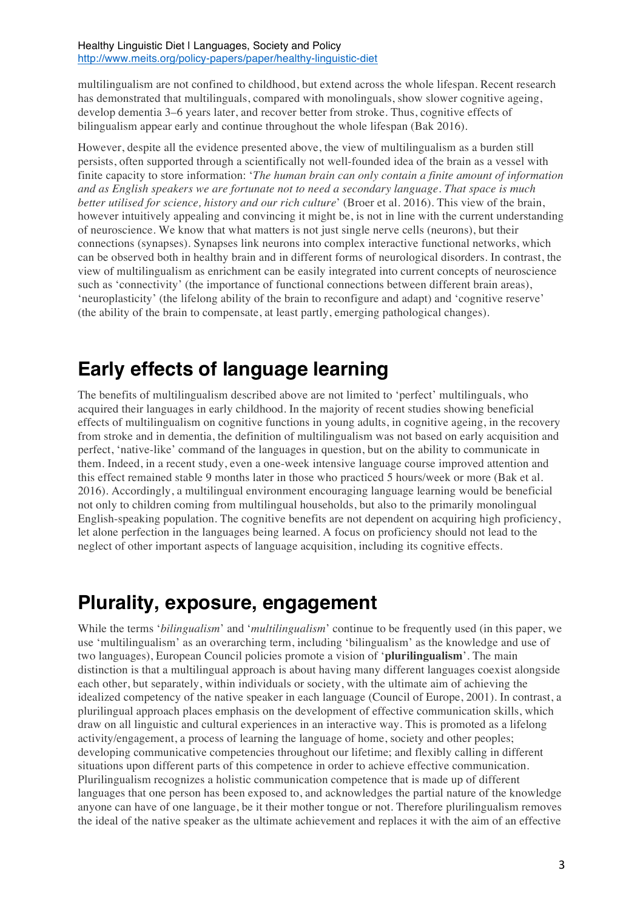multilingualism are not confined to childhood, but extend across the whole lifespan. Recent research has demonstrated that multilinguals, compared with monolinguals, show slower cognitive ageing, develop dementia 3–6 years later, and recover better from stroke. Thus, cognitive effects of bilingualism appear early and continue throughout the whole lifespan (Bak 2016).

However, despite all the evidence presented above, the view of multilingualism as a burden still persists, often supported through a scientifically not well-founded idea of the brain as a vessel with finite capacity to store information: '*The human brain can only contain a finite amount of information and as English speakers we are fortunate not to need a secondary language. That space is much better utilised for science, history and our rich culture*' (Broer et al. 2016). This view of the brain, however intuitively appealing and convincing it might be, is not in line with the current understanding of neuroscience. We know that what matters is not just single nerve cells (neurons), but their connections (synapses). Synapses link neurons into complex interactive functional networks, which can be observed both in healthy brain and in different forms of neurological disorders. In contrast, the view of multilingualism as enrichment can be easily integrated into current concepts of neuroscience such as 'connectivity' (the importance of functional connections between different brain areas), 'neuroplasticity' (the lifelong ability of the brain to reconfigure and adapt) and 'cognitive reserve' (the ability of the brain to compensate, at least partly, emerging pathological changes).

## Early effects of language learning

The benefits of multilingualism described above are not limited to 'perfect' multilinguals, who acquired their languages in early childhood. In the majority of recent studies showing beneficial effects of multilingualism on cognitive functions in young adults, in cognitive ageing, in the recovery from stroke and in dementia, the definition of multilingualism was not based on early acquisition and perfect, 'native-like' command of the languages in question, but on the ability to communicate in them. Indeed, in a recent study, even a one-week intensive language course improved attention and this effect remained stable 9 months later in those who practiced 5 hours/week or more (Bak et al. 2016). Accordingly, a multilingual environment encouraging language learning would be beneficial not only to children coming from multilingual households, but also to the primarily monolingual English-speaking population. The cognitive benefits are not dependent on acquiring high proficiency, let alone perfection in the languages being learned. A focus on proficiency should not lead to the neglect of other important aspects of language acquisition, including its cognitive effects.

## Plurality, exposure, engagement

While the terms '*bilingualism*' and '*multilingualism*' continue to be frequently used (in this paper, we use 'multilingualism' as an overarching term, including 'bilingualism' as the knowledge and use of two languages), European Council policies promote a vision of '**plurilingualism**'. The main distinction is that a multilingual approach is about having many different languages coexist alongside each other, but separately, within individuals or society, with the ultimate aim of achieving the idealized competency of the native speaker in each language (Council of Europe, 2001). In contrast, a plurilingual approach places emphasis on the development of effective communication skills, which draw on all linguistic and cultural experiences in an interactive way. This is promoted as a lifelong activity/engagement, a process of learning the language of home, society and other peoples; developing communicative competencies throughout our lifetime; and flexibly calling in different situations upon different parts of this competence in order to achieve effective communication. Plurilingualism recognizes a holistic communication competence that is made up of different languages that one person has been exposed to, and acknowledges the partial nature of the knowledge anyone can have of one language, be it their mother tongue or not. Therefore plurilingualism removes the ideal of the native speaker as the ultimate achievement and replaces it with the aim of an effective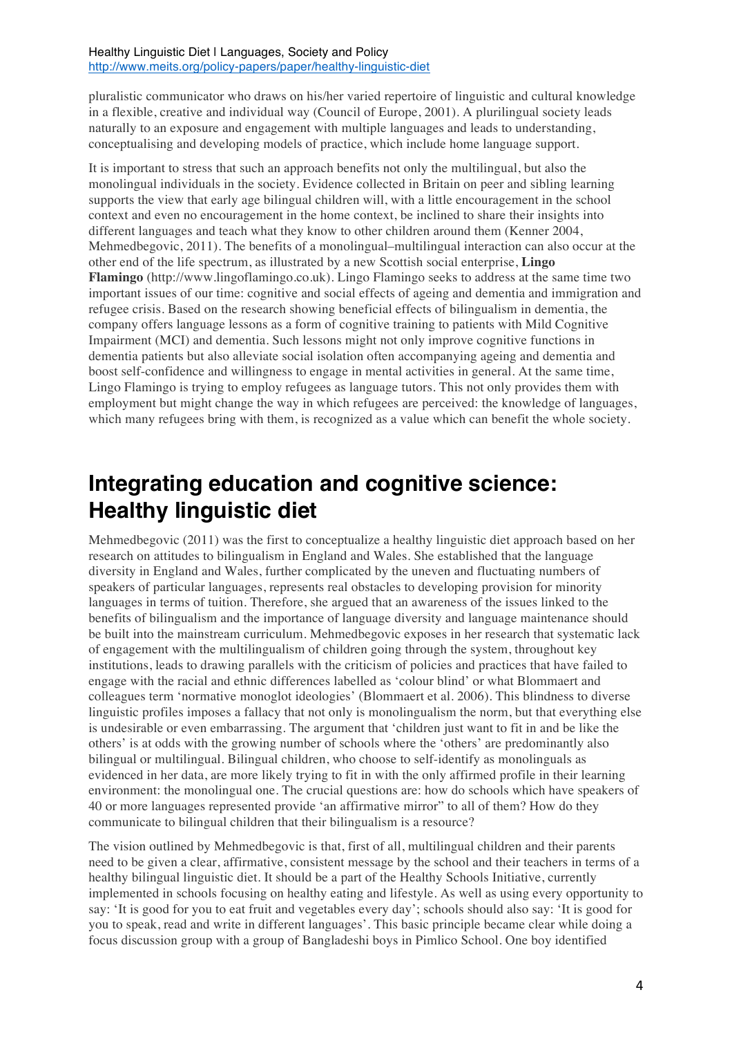pluralistic communicator who draws on his/her varied repertoire of linguistic and cultural knowledge in a flexible, creative and individual way (Council of Europe, 2001). A plurilingual society leads naturally to an exposure and engagement with multiple languages and leads to understanding, conceptualising and developing models of practice, which include home language support.

It is important to stress that such an approach benefits not only the multilingual, but also the monolingual individuals in the society. Evidence collected in Britain on peer and sibling learning supports the view that early age bilingual children will, with a little encouragement in the school context and even no encouragement in the home context, be inclined to share their insights into different languages and teach what they know to other children around them (Kenner 2004, Mehmedbegovic, 2011). The benefits of a monolingual–multilingual interaction can also occur at the other end of the life spectrum, as illustrated by a new Scottish social enterprise, **Lingo Flamingo** (http://www.lingoflamingo.co.uk). Lingo Flamingo seeks to address at the same time two important issues of our time: cognitive and social effects of ageing and dementia and immigration and refugee crisis. Based on the research showing beneficial effects of bilingualism in dementia, the company offers language lessons as a form of cognitive training to patients with Mild Cognitive Impairment (MCI) and dementia. Such lessons might not only improve cognitive functions in dementia patients but also alleviate social isolation often accompanying ageing and dementia and boost self-confidence and willingness to engage in mental activities in general. At the same time, Lingo Flamingo is trying to employ refugees as language tutors. This not only provides them with employment but might change the way in which refugees are perceived: the knowledge of languages, which many refugees bring with them, is recognized as a value which can benefit the whole society.

# Integrating education and cognitive science: Healthy linguistic diet

Mehmedbegovic (2011) was the first to conceptualize a healthy linguistic diet approach based on her research on attitudes to bilingualism in England and Wales. She established that the language diversity in England and Wales, further complicated by the uneven and fluctuating numbers of speakers of particular languages, represents real obstacles to developing provision for minority languages in terms of tuition. Therefore, she argued that an awareness of the issues linked to the benefits of bilingualism and the importance of language diversity and language maintenance should be built into the mainstream curriculum. Mehmedbegovic exposes in her research that systematic lack of engagement with the multilingualism of children going through the system, throughout key institutions, leads to drawing parallels with the criticism of policies and practices that have failed to engage with the racial and ethnic differences labelled as 'colour blind' or what Blommaert and colleagues term 'normative monoglot ideologies' (Blommaert et al. 2006). This blindness to diverse linguistic profiles imposes a fallacy that not only is monolingualism the norm, but that everything else is undesirable or even embarrassing. The argument that 'children just want to fit in and be like the others' is at odds with the growing number of schools where the 'others' are predominantly also bilingual or multilingual. Bilingual children, who choose to self-identify as monolinguals as evidenced in her data, are more likely trying to fit in with the only affirmed profile in their learning environment: the monolingual one. The crucial questions are: how do schools which have speakers of 40 or more languages represented provide 'an affirmative mirror" to all of them? How do they communicate to bilingual children that their bilingualism is a resource?

The vision outlined by Mehmedbegovic is that, first of all, multilingual children and their parents need to be given a clear, affirmative, consistent message by the school and their teachers in terms of a healthy bilingual linguistic diet. It should be a part of the Healthy Schools Initiative, currently implemented in schools focusing on healthy eating and lifestyle. As well as using every opportunity to say: 'It is good for you to eat fruit and vegetables every day'; schools should also say: 'It is good for you to speak, read and write in different languages'. This basic principle became clear while doing a focus discussion group with a group of Bangladeshi boys in Pimlico School. One boy identified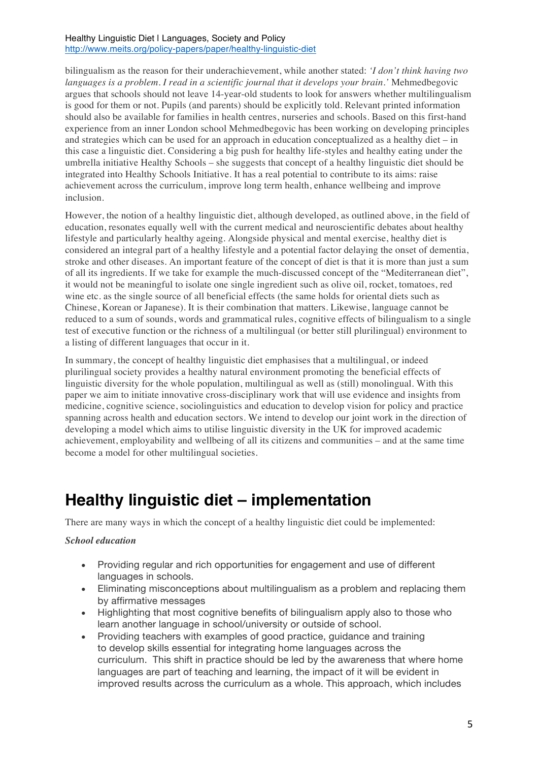bilingualism as the reason for their underachievement, while another stated: *'I don't think having two languages is a problem. I read in a scientific journal that it develops your brain.'* Mehmedbegovic argues that schools should not leave 14-year-old students to look for answers whether multilingualism is good for them or not. Pupils (and parents) should be explicitly told. Relevant printed information should also be available for families in health centres, nurseries and schools. Based on this first-hand experience from an inner London school Mehmedbegovic has been working on developing principles and strategies which can be used for an approach in education conceptualized as a healthy diet – in this case a linguistic diet. Considering a big push for healthy life-styles and healthy eating under the umbrella initiative Healthy Schools – she suggests that concept of a healthy linguistic diet should be integrated into Healthy Schools Initiative. It has a real potential to contribute to its aims: raise achievement across the curriculum, improve long term health, enhance wellbeing and improve inclusion.

However, the notion of a healthy linguistic diet, although developed, as outlined above, in the field of education, resonates equally well with the current medical and neuroscientific debates about healthy lifestyle and particularly healthy ageing. Alongside physical and mental exercise, healthy diet is considered an integral part of a healthy lifestyle and a potential factor delaying the onset of dementia, stroke and other diseases. An important feature of the concept of diet is that it is more than just a sum of all its ingredients. If we take for example the much-discussed concept of the "Mediterranean diet", it would not be meaningful to isolate one single ingredient such as olive oil, rocket, tomatoes, red wine etc. as the single source of all beneficial effects (the same holds for oriental diets such as Chinese, Korean or Japanese). It is their combination that matters. Likewise, language cannot be reduced to a sum of sounds, words and grammatical rules, cognitive effects of bilingualism to a single test of executive function or the richness of a multilingual (or better still plurilingual) environment to a listing of different languages that occur in it.

In summary, the concept of healthy linguistic diet emphasises that a multilingual, or indeed plurilingual society provides a healthy natural environment promoting the beneficial effects of linguistic diversity for the whole population, multilingual as well as (still) monolingual. With this paper we aim to initiate innovative cross-disciplinary work that will use evidence and insights from medicine, cognitive science, sociolinguistics and education to develop vision for policy and practice spanning across health and education sectors. We intend to develop our joint work in the direction of developing a model which aims to utilise linguistic diversity in the UK for improved academic achievement, employability and wellbeing of all its citizens and communities – and at the same time become a model for other multilingual societies.

# Healthy linguistic diet – implementation

There are many ways in which the concept of a healthy linguistic diet could be implemented:

***School education***

- Providing regular and rich opportunities for engagement and use of different languages in schools.
- Eliminating misconceptions about multilingualism as a problem and replacing them by affirmative messages
- Highlighting that most cognitive benefits of bilingualism apply also to those who learn another language in school/university or outside of school.
- Providing teachers with examples of good practice, guidance and training to develop skills essential for integrating home languages across the curriculum. This shift in practice should be led by the awareness that where home languages are part of teaching and learning, the impact of it will be evident in improved results across the curriculum as a whole. This approach, which includes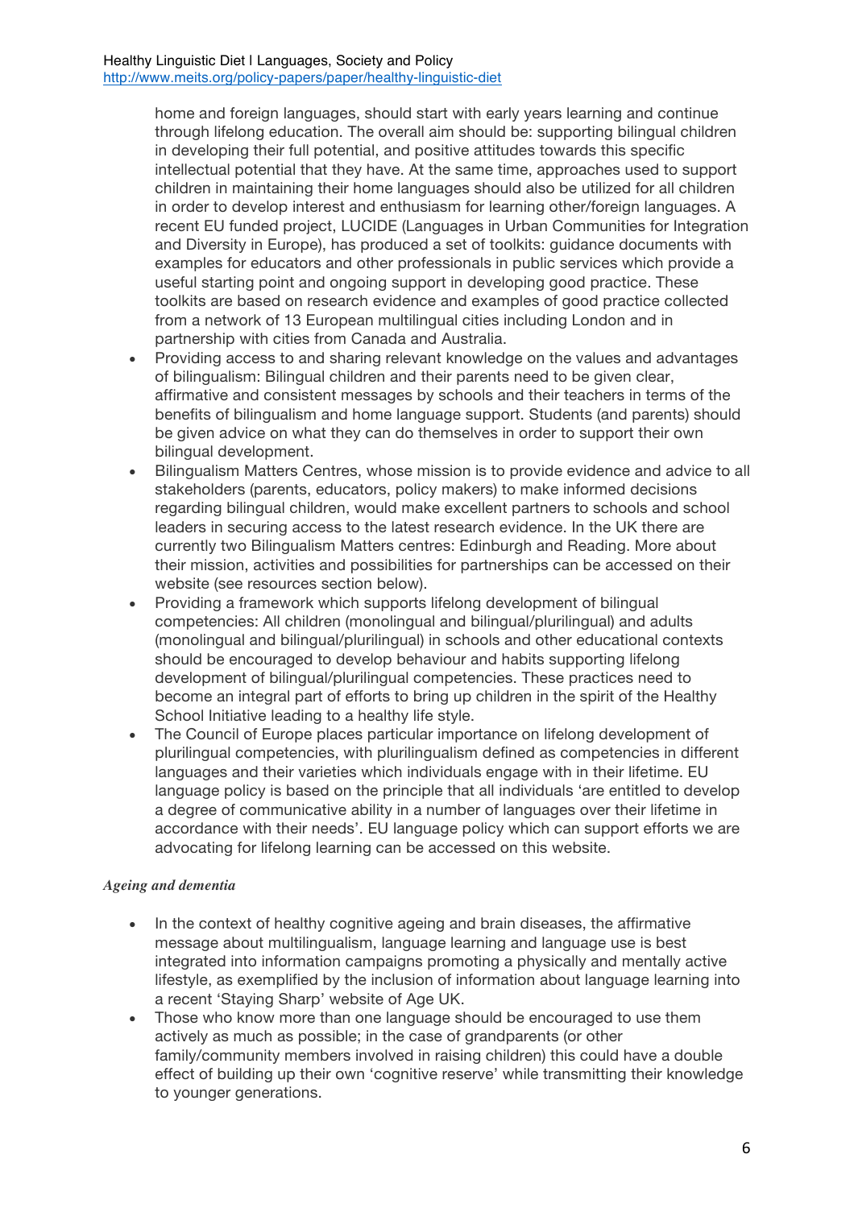home and foreign languages, should start with early years learning and continue through lifelong education. The overall aim should be: supporting bilingual children in developing their full potential, and positive attitudes towards this specific intellectual potential that they have. At the same time, approaches used to support children in maintaining their home languages should also be utilized for all children in order to develop interest and enthusiasm for learning other/foreign languages. A recent EU funded project, LUCIDE (Languages in Urban Communities for Integration and Diversity in Europe), has produced a set of toolkits: guidance documents with examples for educators and other professionals in public services which provide a useful starting point and ongoing support in developing good practice. These toolkits are based on research evidence and examples of good practice collected from a network of 13 European multilingual cities including London and in partnership with cities from Canada and Australia.

- Providing access to and sharing relevant knowledge on the values and advantages of bilingualism: Bilingual children and their parents need to be given clear, affirmative and consistent messages by schools and their teachers in terms of the benefits of bilingualism and home language support. Students (and parents) should be given advice on what they can do themselves in order to support their own bilingual development.
- Bilingualism Matters Centres, whose mission is to provide evidence and advice to all stakeholders (parents, educators, policy makers) to make informed decisions regarding bilingual children, would make excellent partners to schools and school leaders in securing access to the latest research evidence. In the UK there are currently two Bilingualism Matters centres: Edinburgh and Reading. More about their mission, activities and possibilities for partnerships can be accessed on their website (see resources section below).
- Providing a framework which supports lifelong development of bilingual competencies: All children (monolingual and bilingual/plurilingual) and adults (monolingual and bilingual/plurilingual) in schools and other educational contexts should be encouraged to develop behaviour and habits supporting lifelong development of bilingual/plurilingual competencies. These practices need to become an integral part of efforts to bring up children in the spirit of the Healthy School Initiative leading to a healthy life style.
- The Council of Europe places particular importance on lifelong development of plurilingual competencies, with plurilingualism defined as competencies in different languages and their varieties which individuals engage with in their lifetime. EU language policy is based on the principle that all individuals 'are entitled to develop a degree of communicative ability in a number of languages over their lifetime in accordance with their needs'. EU language policy which can support efforts we are advocating for lifelong learning can be accessed on this website.

***Ageing and dementia***

- In the context of healthy cognitive ageing and brain diseases, the affirmative message about multilingualism, language learning and language use is best integrated into information campaigns promoting a physically and mentally active lifestyle, as exemplified by the inclusion of information about language learning into a recent 'Staying Sharp' website of Age UK.
- Those who know more than one language should be encouraged to use them actively as much as possible; in the case of grandparents (or other family/community members involved in raising children) this could have a double effect of building up their own 'cognitive reserve' while transmitting their knowledge to younger generations.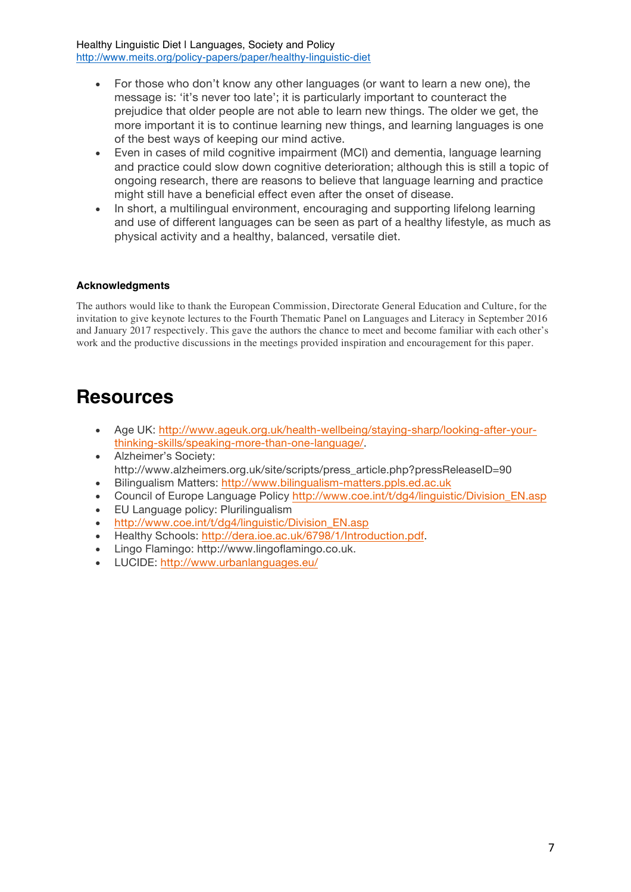- For those who don't know any other languages (or want to learn a new one), the message is: 'it's never too late'; it is particularly important to counteract the prejudice that older people are not able to learn new things. The older we get, the more important it is to continue learning new things, and learning languages is one of the best ways of keeping our mind active.
- Even in cases of mild cognitive impairment (MCI) and dementia, language learning and practice could slow down cognitive deterioration; although this is still a topic of ongoing research, there are reasons to believe that language learning and practice might still have a beneficial effect even after the onset of disease.
- In short, a multilingual environment, encouraging and supporting lifelong learning and use of different languages can be seen as part of a healthy lifestyle, as much as physical activity and a healthy, balanced, versatile diet.

#### Acknowledgments

The authors would like to thank the European Commission, Directorate General Education and Culture, for the invitation to give keynote lectures to the Fourth Thematic Panel on Languages and Literacy in September 2016 and January 2017 respectively. This gave the authors the chance to meet and become familiar with each other's work and the productive discussions in the meetings provided inspiration and encouragement for this paper.

# Resources

- Age UK: http://www.ageuk.org.uk/health-wellbeing/staying-sharp/looking-after-your-thinking-skills/speaking-more-than-one-language/.
- Alzheimer's Society: http://www.alzheimers.org.uk/site/scripts/press_article.php?pressReleaseID=90
- Bilingualism Matters: http://www.bilingualism-matters.ppls.ed.ac.uk
- Council of Europe Language Policy http://www.coe.int/t/dg4/linguistic/Division_EN.asp
- EU Language policy: Plurilingualism
- http://www.coe.int/t/dg4/linguistic/Division_EN.asp
- Healthy Schools: http://dera.ioe.ac.uk/6798/1/Introduction.pdf.
- Lingo Flamingo: http://www.lingoflamingo.co.uk.
- LUCIDE: http://www.urbanlanguages.eu/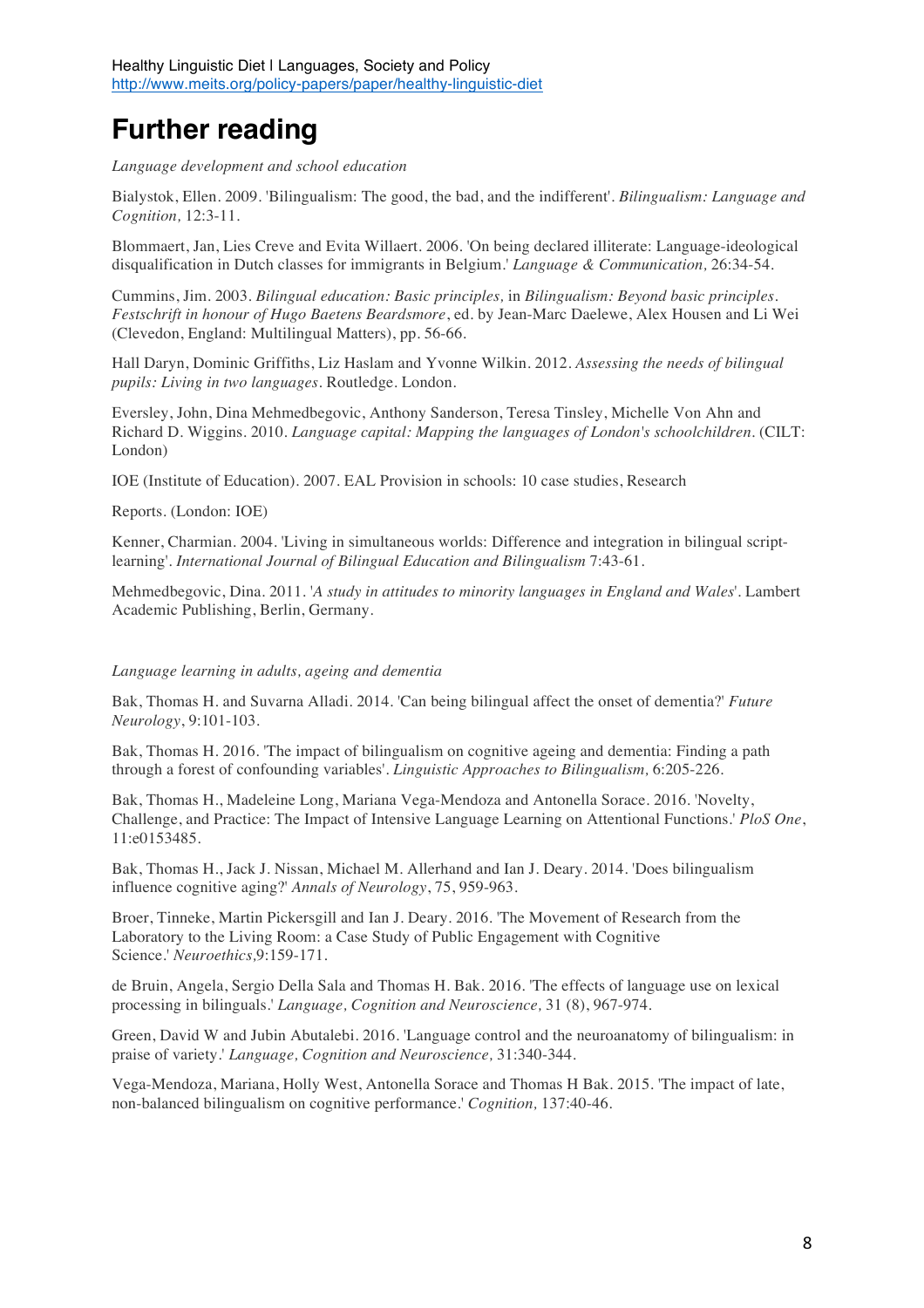# Further reading

*Language development and school education*

Bialystok, Ellen. 2009. 'Bilingualism: The good, the bad, and the indifferent'. *Bilingualism: Language and Cognition,* 12:3-11.

Blommaert, Jan, Lies Creve and Evita Willaert. 2006. 'On being declared illiterate: Language-ideological disqualification in Dutch classes for immigrants in Belgium.' *Language & Communication,* 26:34-54.

Cummins, Jim. 2003. *Bilingual education: Basic principles,* in *Bilingualism: Beyond basic principles. Festschrift in honour of Hugo Baetens Beardsmore*, ed. by Jean-Marc Daelewe, Alex Housen and Li Wei (Clevedon, England: Multilingual Matters), pp. 56-66.

Hall Daryn, Dominic Griffiths, Liz Haslam and Yvonne Wilkin. 2012. *Assessing the needs of bilingual pupils: Living in two languages*. Routledge. London.

Eversley, John, Dina Mehmedbegovic, Anthony Sanderson, Teresa Tinsley, Michelle Von Ahn and Richard D. Wiggins. 2010. *Language capital: Mapping the languages of London's schoolchildren*. (CILT: London)

IOE (Institute of Education). 2007. EAL Provision in schools: 10 case studies, Research

Reports. (London: IOE)

Kenner, Charmian. 2004. 'Living in simultaneous worlds: Difference and integration in bilingual script-learning'. *International Journal of Bilingual Education and Bilingualism* 7:43-61.

Mehmedbegovic, Dina. 2011. '*A study in attitudes to minority languages in England and Wales*'. Lambert Academic Publishing, Berlin, Germany.

*Language learning in adults, ageing and dementia*

Bak, Thomas H. and Suvarna Alladi. 2014. 'Can being bilingual affect the onset of dementia?' *Future Neurology*, 9:101-103.

Bak, Thomas H. 2016. 'The impact of bilingualism on cognitive ageing and dementia: Finding a path through a forest of confounding variables'. *Linguistic Approaches to Bilingualism,* 6:205-226.

Bak, Thomas H., Madeleine Long, Mariana Vega-Mendoza and Antonella Sorace. 2016. 'Novelty, Challenge, and Practice: The Impact of Intensive Language Learning on Attentional Functions.' *PloS One*, 11:e0153485.

Bak, Thomas H., Jack J. Nissan, Michael M. Allerhand and Ian J. Deary. 2014. 'Does bilingualism influence cognitive aging?' *Annals of Neurology*, 75, 959-963.

Broer, Tinneke, Martin Pickersgill and Ian J. Deary. 2016. 'The Movement of Research from the Laboratory to the Living Room: a Case Study of Public Engagement with Cognitive Science.' *Neuroethics,*9:159-171.

de Bruin, Angela, Sergio Della Sala and Thomas H. Bak. 2016. 'The effects of language use on lexical processing in bilinguals.' *Language, Cognition and Neuroscience,* 31 (8), 967-974.

Green, David W and Jubin Abutalebi. 2016. 'Language control and the neuroanatomy of bilingualism: in praise of variety.' *Language, Cognition and Neuroscience,* 31:340-344.

Vega-Mendoza, Mariana, Holly West, Antonella Sorace and Thomas H Bak. 2015. 'The impact of late, non-balanced bilingualism on cognitive performance.' *Cognition,* 137:40-46.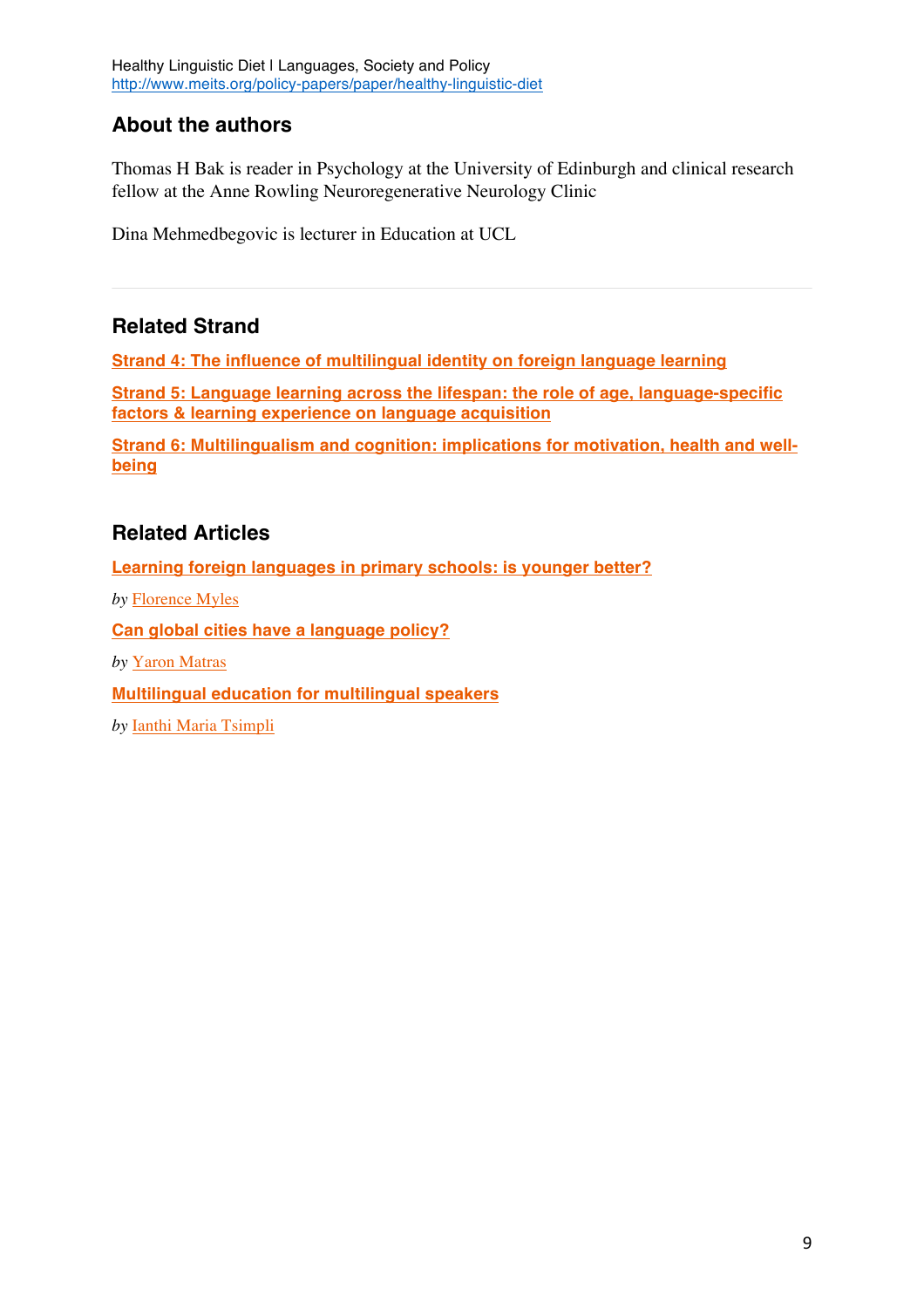## About the authors

Thomas H Bak is reader in Psychology at the University of Edinburgh and clinical research fellow at the Anne Rowling Neuroregenerative Neurology Clinic

Dina Mehmedbegovic is lecturer in Education at UCL

---

## Related Strand

**Strand 4: The influence of multilingual identity on foreign language learning**

**Strand 5: Language learning across the lifespan: the role of age, language-specific factors & learning experience on language acquisition**

**Strand 6: Multilingualism and cognition: implications for motivation, health and well-being**

## Related Articles

**Learning foreign languages in primary schools: is younger better?**

*by* Florence Myles

**Can global cities have a language policy?**

*by* Yaron Matras

**Multilingual education for multilingual speakers**

*by* Ianthi Maria Tsimpli